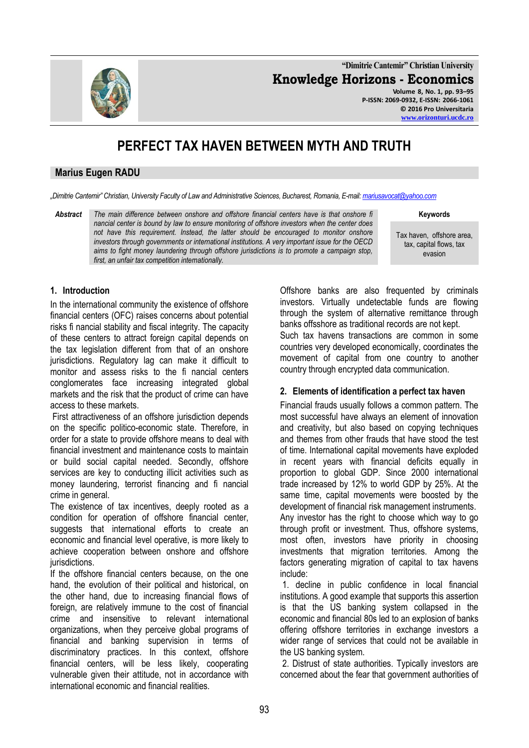# PERFECT TAX HAVEN BETWEEN MYTH AND TRUTH

## Marius Eugen RADU

*„Dimitrie Cantemir" Christian, University Faculty of Law and Administrative Sciences, Bucharest, Romania, E-mail: mariusavocat@yahoo.com*

**Abstract** *The main difference between onshore and offshore financial centers have is that onshore fi nancial center is bound by law to ensure monitoring of offshore investors when the center does not have this requirement. Instead, the latter should be encouraged to monitor onshore investors through governments or international institutions. A very important issue for the OECD aims to fight money laundering through offshore jurisdictions is to promote a campaign stop, first, an unfair tax competition internationally.*

**Keywords**

Tax haven, offshore area, tax, capital flows, tax evasion

### 1. Introduction

In the international community the existence of offshore financial centers (OFC) raises concerns about potential risks fi nancial stability and fiscal integrity. The capacity of these centers to attract foreign capital depends on the tax legislation different from that of an onshore jurisdictions. Regulatory lag can make it difficult to monitor and assess risks to the fi nancial centers conglomerates face increasing integrated global markets and the risk that the product of crime can have access to these markets.

First attractiveness of an offshore jurisdiction depends on the specific politico-economic state. Therefore, in order for a state to provide offshore means to deal with financial investment and maintenance costs to maintain or build social capital needed. Secondly, offshore services are key to conducting illicit activities such as money laundering, terrorist financing and fi nancial crime in general.

The existence of tax incentives, deeply rooted as a condition for operation of offshore financial center, suggests that international efforts to create an economic and financial level operative, is more likely to achieve cooperation between onshore and offshore jurisdictions.

If the offshore financial centers because, on the one hand, the evolution of their political and historical, on the other hand, due to increasing financial flows of foreign, are relatively immune to the cost of financial crime and insensitive to relevant international organizations, when they perceive global programs of financial and banking supervision in terms of discriminatory practices. In this context, offshore financial centers, will be less likely, cooperating vulnerable given their attitude, not in accordance with international economic and financial realities.

Offshore banks are also frequented by criminals investors. Virtually undetectable funds are flowing through the system of alternative remittance through banks offsshore as traditional records are not kept.

Such tax havens transactions are common in some countries very developed economically, coordinates the movement of capital from one country to another country through encrypted data communication.

### 2. Elements of identification a perfect tax haven

Financial frauds usually follows a common pattern. The most successful have always an element of innovation and creativity, but also based on copying techniques and themes from other frauds that have stood the test of time. International capital movements have exploded in recent years with financial deficits equally in proportion to global GDP. Since 2000 international trade increased by 12% to world GDP by 25%. At the same time, capital movements were boosted by the development of financial risk management instruments.

Any investor has the right to choose which way to go through profit or investment. Thus, offshore systems, most often, investors have priority in choosing investments that migration territories. Among the factors generating migration of capital to tax havens include:

1. decline in public confidence in local financial institutions. A good example that supports this assertion is that the US banking system collapsed in the economic and financial 80s led to an explosion of banks offering offshore territories in exchange investors a wider range of services that could not be available in the US banking system.
2. Distrust of state authorities. Typically investors are concerned about the fear that government authorities of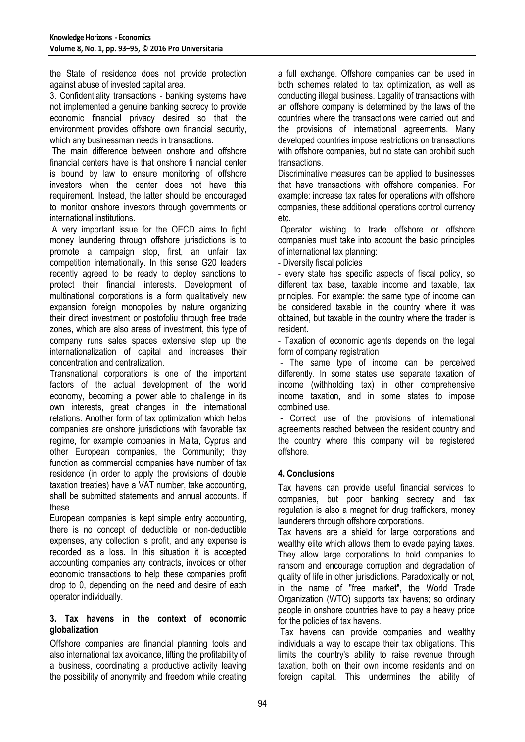the State of residence does not provide protection against abuse of invested capital area.

3. Confidentiality transactions - banking systems have not implemented a genuine banking secrecy to provide economic financial privacy desired so that the environment provides offshore own financial security, which any businessman needs in transactions.

The main difference between onshore and offshore financial centers have is that onshore fi nancial center is bound by law to ensure monitoring of offshore investors when the center does not have this requirement. Instead, the latter should be encouraged to monitor onshore investors through governments or international institutions.

A very important issue for the OECD aims to fight money laundering through offshore jurisdictions is to promote a campaign stop, first, an unfair tax competition internationally. In this sense G20 leaders recently agreed to be ready to deploy sanctions to protect their financial interests. Development of multinational corporations is a form qualitatively new expansion foreign monopolies by nature organizing their direct investment or postofoliu through free trade zones, which are also areas of investment, this type of company runs sales spaces extensive step up the internationalization of capital and increases their concentration and centralization.

Transnational corporations is one of the important factors of the actual development of the world economy, becoming a power able to challenge in its own interests, great changes in the international relations. Another form of tax optimization which helps companies are onshore jurisdictions with favorable tax regime, for example companies in Malta, Cyprus and other European companies, the Community; they function as commercial companies have number of tax residence (in order to apply the provisions of double taxation treaties) have a VAT number, take accounting, shall be submitted statements and annual accounts. If these

European companies is kept simple entry accounting, there is no concept of deductible or non-deductible expenses, any collection is profit, and any expense is recorded as a loss. In this situation it is accepted accounting companies any contracts, invoices or other economic transactions to help these companies profit drop to 0, depending on the need and desire of each operator individually.

### 3. Tax havens in the context of economic globalization

Offshore companies are financial planning tools and also international tax avoidance, lifting the profitability of a business, coordinating a productive activity leaving the possibility of anonymity and freedom while creating a full exchange. Offshore companies can be used in both schemes related to tax optimization, as well as conducting illegal business. Legality of transactions with an offshore company is determined by the laws of the countries where the transactions were carried out and the provisions of international agreements. Many developed countries impose restrictions on transactions with offshore companies, but no state can prohibit such transactions.

Discriminative measures can be applied to businesses that have transactions with offshore companies. For example: increase tax rates for operations with offshore companies, these additional operations control currency etc.

Operator wishing to trade offshore or offshore companies must take into account the basic principles of international tax planning:

- Diversity fiscal policies
- every state has specific aspects of fiscal policy, so different tax base, taxable income and taxable, tax principles. For example: the same type of income can be considered taxable in the country where it was obtained, but taxable in the country where the trader is resident.
- Taxation of economic agents depends on the legal form of company registration
- The same type of income can be perceived differently. In some states use separate taxation of income (withholding tax) in other comprehensive income taxation, and in some states to impose combined use.
- Correct use of the provisions of international agreements reached between the resident country and the country where this company will be registered offshore.

### 4. Conclusions

Tax havens can provide useful financial services to companies, but poor banking secrecy and tax regulation is also a magnet for drug traffickers, money launderers through offshore corporations.

Tax havens are a shield for large corporations and wealthy elite which allows them to evade paying taxes. They allow large corporations to hold companies to ransom and encourage corruption and degradation of quality of life in other jurisdictions. Paradoxically or not, in the name of "free market", the World Trade Organization (WTO) supports tax havens; so ordinary people in onshore countries have to pay a heavy price for the policies of tax havens.

Tax havens can provide companies and wealthy individuals a way to escape their tax obligations. This limits the country's ability to raise revenue through taxation, both on their own income residents and on foreign capital. This undermines the ability of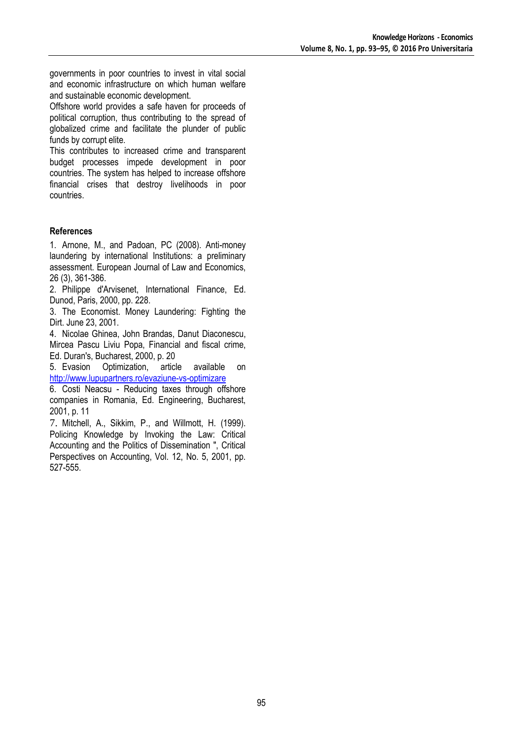governments in poor countries to invest in vital social and economic infrastructure on which human welfare and sustainable economic development.

Offshore world provides a safe haven for proceeds of political corruption, thus contributing to the spread of globalized crime and facilitate the plunder of public funds by corrupt elite.

This contributes to increased crime and transparent budget processes impede development in poor countries. The system has helped to increase offshore financial crises that destroy livelihoods in poor countries.

## References

1. Arnone, M., and Padoan, PC (2008). Anti-money laundering by international Institutions: a preliminary assessment. European Journal of Law and Economics, 26 (3), 361-386.
2. Philippe d'Arvisenet, International Finance, Ed. Dunod, Paris, 2000, pp. 228.
3. The Economist. Money Laundering: Fighting the Dirt. June 23, 2001.
4. Nicolae Ghinea, John Brandas, Danut Diaconescu, Mircea Pascu Liviu Popa, Financial and fiscal crime, Ed. Duran's, Bucharest, 2000, p. 20
5. Evasion Optimization, article available on http://www.lupupartners.ro/evaziune-vs-optimizare
6. Costi Neacsu - Reducing taxes through offshore companies in Romania, Ed. Engineering, Bucharest, 2001, p. 11
7. Mitchell, A., Sikkim, P., and Willmott, H. (1999). Policing Knowledge by Invoking the Law: Critical Accounting and the Politics of Dissemination ", Critical Perspectives on Accounting, Vol. 12, No. 5, 2001, pp. 527-555.